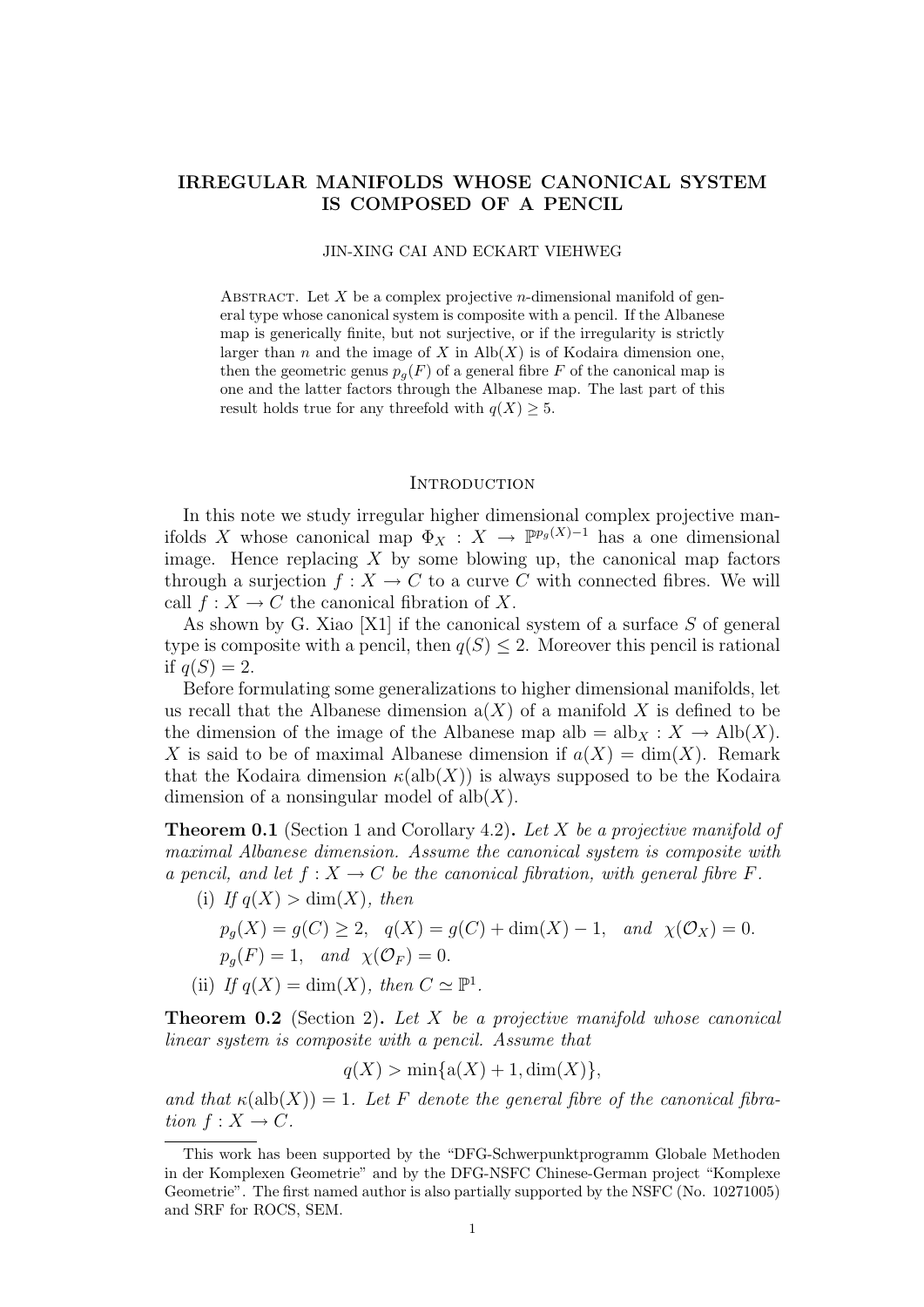# IRREGULAR MANIFOLDS WHOSE CANONICAL SYSTEM IS COMPOSED OF A PENCIL

JIN-XING CAI AND ECKART VIEHWEG

Abstract. Let $X$ be a complex projective $n$-dimensional manifold of general type whose canonical system is composite with a pencil. If the Albanese map is generically finite, but not surjective, or if the irregularity is strictly larger than $n$ and the image of $X$ in $\mathrm{Alb}(X)$ is of Kodaira dimension one, then the geometric genus $p_g(F)$ of a general fibre $F$ of the canonical map is one and the latter factors through the Albanese map. The last part of this result holds true for any threefold with $q(X) \geq 5$.

## Introduction

In this note we study irregular higher dimensional complex projective manifolds $X$ whose canonical map $\Phi_X : X \to \mathbb{P}^{p_g(X)-1}$ has a one dimensional image. Hence replacing $X$ by some blowing up, the canonical map factors through a surjection $f : X \to C$ to a curve $C$ with connected fibres. We will call $f : X \to C$ the canonical fibration of $X$.

As shown by G. Xiao [X1] if the canonical system of a surface $S$ of general type is composite with a pencil, then $q(S) \leq 2$. Moreover this pencil is rational if $q(S) = 2$.

Before formulating some generalizations to higher dimensional manifolds, let us recall that the Albanese dimension $\mathrm{a}(X)$ of a manifold $X$ is defined to be the dimension of the image of the Albanese map $\mathrm{alb} = \mathrm{alb}_X : X \to \mathrm{Alb}(X)$. $X$ is said to be of maximal Albanese dimension if $a(X) = \dim(X)$. Remark that the Kodaira dimension $\kappa(\mathrm{alb}(X))$ is always supposed to be the Kodaira dimension of a nonsingular model of $\mathrm{alb}(X)$.

**Theorem 0.1** (Section 1 and Corollary 4.2)**.** *Let $X$ be a projective manifold of maximal Albanese dimension. Assume the canonical system is composite with a pencil, and let $f : X \to C$ be the canonical fibration, with general fibre $F$.*

(i) *If $q(X) > \dim(X)$, then*

$$p_g(X) = g(C) \geq 2, \quad q(X) = g(C) + \dim(X) - 1, \quad \text{and} \quad \chi(\mathcal{O}_X) = 0.$$
$$p_g(F) = 1, \quad \text{and} \quad \chi(\mathcal{O}_F) = 0.$$

(ii) *If $q(X) = \dim(X)$, then $C \simeq \mathbb{P}^1$.*

**Theorem 0.2** (Section 2)**.** *Let $X$ be a projective manifold whose canonical linear system is composite with a pencil. Assume that*

$$q(X) > \min\{\mathrm{a}(X) + 1, \dim(X)\},$$

*and that $\kappa(\mathrm{alb}(X)) = 1$. Let $F$ denote the general fibre of the canonical fibration $f : X \to C$.*

This work has been supported by the "DFG-Schwerpunktprogramm Globale Methoden in der Komplexen Geometrie" and by the DFG-NSFC Chinese-German project "Komplexe Geometrie". The first named author is also partially supported by the NSFC (No. 10271005) and SRF for ROCS, SEM.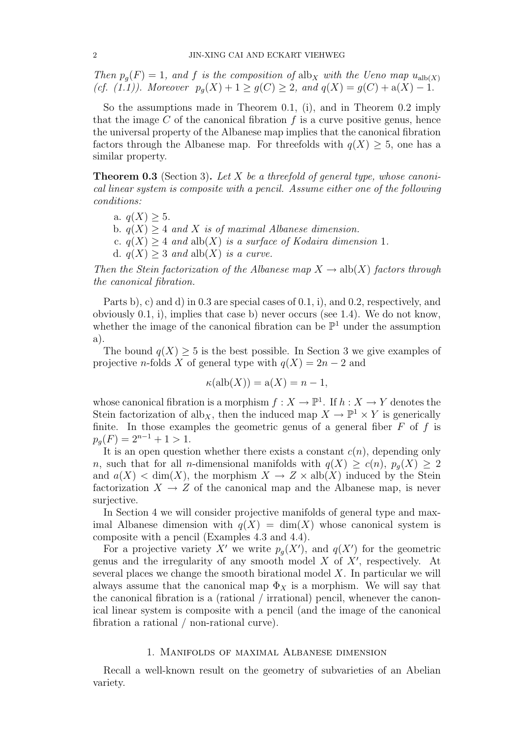*Then $p_g(F) = 1$, and $f$ is the composition of $\mathrm{alb}_X$ with the Ueno map $u_{\mathrm{alb}(X)}$ (cf. (1.1)). Moreover $p_g(X) + 1 \geq g(C) \geq 2$, and $q(X) = g(C) + \mathrm{a}(X) - 1$.*

So the assumptions made in Theorem 0.1, (i), and in Theorem 0.2 imply that the image $C$ of the canonical fibration $f$ is a curve positive genus, hence the universal property of the Albanese map implies that the canonical fibration factors through the Albanese map. For threefolds with $q(X) \geq 5$, one has a similar property.

**Theorem 0.3** (Section 3). *Let $X$ be a threefold of general type, whose canonical linear system is composite with a pencil. Assume either one of the following conditions:*

- a. $q(X) \geq 5$.
- b. $q(X) \geq 4$ *and $X$ is of maximal Albanese dimension.*
- c. $q(X) \geq 4$ *and $\mathrm{alb}(X)$ is a surface of Kodaira dimension* 1.
- d. $q(X) \geq 3$ *and $\mathrm{alb}(X)$ is a curve.*

*Then the Stein factorization of the Albanese map $X \to \mathrm{alb}(X)$ factors through the canonical fibration.*

Parts b), c) and d) in 0.3 are special cases of 0.1, i), and 0.2, respectively, and obviously 0.1, i), implies that case b) never occurs (see 1.4). We do not know, whether the image of the canonical fibration can be $\mathbb{P}^1$ under the assumption a).

The bound $q(X) \geq 5$ is the best possible. In Section 3 we give examples of projective $n$-folds $X$ of general type with $q(X) = 2n - 2$ and

$$\kappa(\mathrm{alb}(X)) = \mathrm{a}(X) = n - 1,$$

whose canonical fibration is a morphism $f : X \to \mathbb{P}^1$. If $h : X \to Y$ denotes the Stein factorization of $\mathrm{alb}_X$, then the induced map $X \to \mathbb{P}^1 \times Y$ is generically finite. In those examples the geometric genus of a general fiber $F$ of $f$ is $p_g(F) = 2^{n-1} + 1 > 1$.

It is an open question whether there exists a constant $c(n)$, depending only $n$, such that for all $n$-dimensional manifolds with $q(X) \geq c(n)$, $p_g(X) \geq 2$ and $a(X) < \dim(X)$, the morphism $X \to Z \times \mathrm{alb}(X)$ induced by the Stein factorization $X \to Z$ of the canonical map and the Albanese map, is never surjective.

In Section 4 we will consider projective manifolds of general type and maximal Albanese dimension with $q(X) = \dim(X)$ whose canonical system is composite with a pencil (Examples 4.3 and 4.4).

For a projective variety $X'$ we write $p_g(X')$, and $q(X')$ for the geometric genus and the irregularity of any smooth model $X$ of $X'$, respectively. At several places we change the smooth birational model $X$. In particular we will always assume that the canonical map $\Phi_X$ is a morphism. We will say that the canonical fibration is a (rational / irrational) pencil, whenever the canonical linear system is composite with a pencil (and the image of the canonical fibration a rational / non-rational curve).

## 1. Manifolds of maximal Albanese dimension

Recall a well-known result on the geometry of subvarieties of an Abelian variety.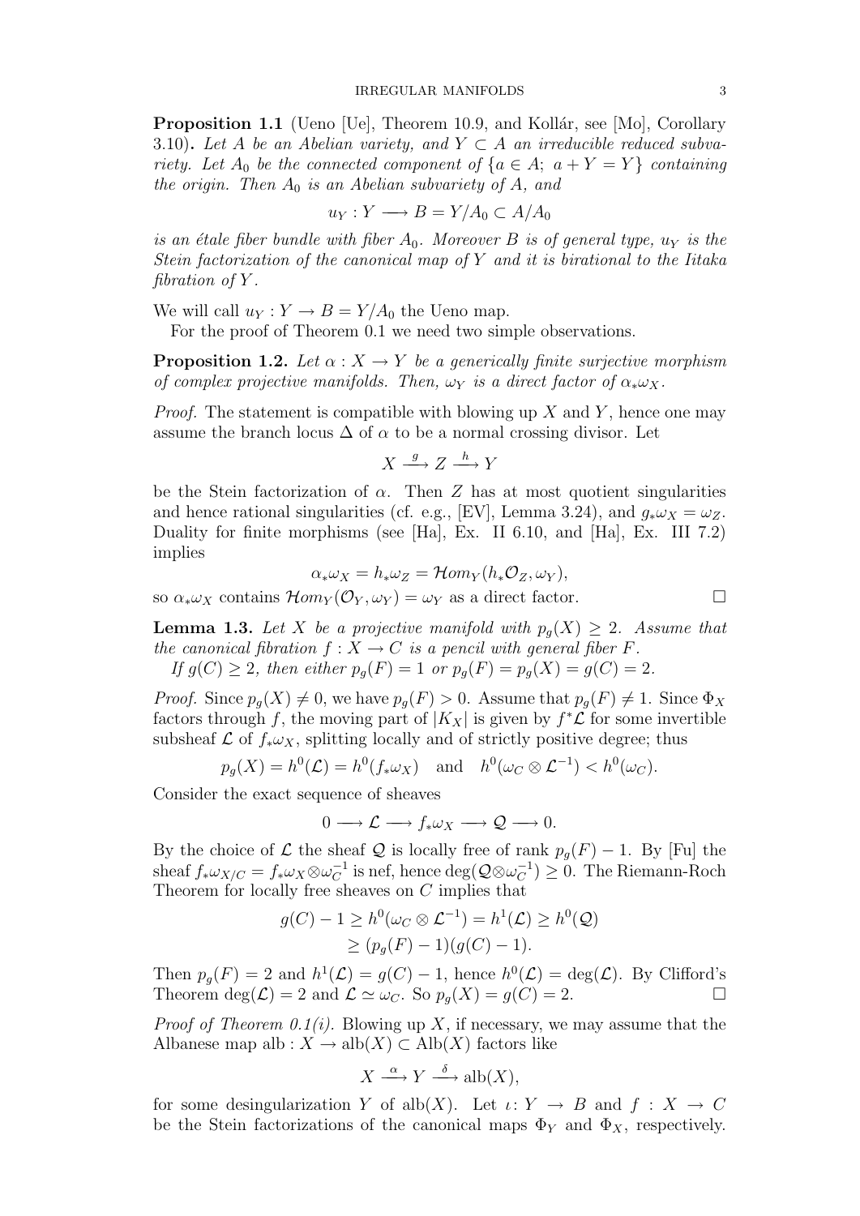**Proposition 1.1** (Ueno [Ue], Theorem 10.9, and Kollár, see [Mo], Corollary 3.10)**.** *Let $A$ be an Abelian variety, and $Y \subset A$ an irreducible reduced subvariety. Let $A_0$ be the connected component of $\{a \in A;\ a + Y = Y\}$ containing the origin. Then $A_0$ is an Abelian subvariety of $A$, and*

$$u_Y : Y \longrightarrow B = Y/A_0 \subset A/A_0$$

*is an étale fiber bundle with fiber $A_0$. Moreover $B$ is of general type, $u_Y$ is the Stein factorization of the canonical map of $Y$ and it is birational to the Iitaka fibration of $Y$.*

We will call $u_Y : Y \to B = Y/A_0$ the Ueno map.

For the proof of Theorem 0.1 we need two simple observations.

**Proposition 1.2.** *Let $\alpha : X \to Y$ be a generically finite surjective morphism of complex projective manifolds. Then, $\omega_Y$ is a direct factor of $\alpha_*\omega_X$.*

*Proof.* The statement is compatible with blowing up $X$ and $Y$, hence one may assume the branch locus $\Delta$ of $\alpha$ to be a normal crossing divisor. Let

$$X \xrightarrow{\ g\ } Z \xrightarrow{\ h\ } Y$$

be the Stein factorization of $\alpha$. Then $Z$ has at most quotient singularities and hence rational singularities (cf. e.g., [EV], Lemma 3.24), and $g_*\omega_X = \omega_Z$. Duality for finite morphisms (see [Ha], Ex. II 6.10, and [Ha], Ex. III 7.2) implies

$$\alpha_*\omega_X = h_*\omega_Z = \mathcal{H}om_Y(h_*\mathcal{O}_Z, \omega_Y),$$

so $\alpha_*\omega_X$ contains $\mathcal{H}om_Y(\mathcal{O}_Y, \omega_Y) = \omega_Y$ as a direct factor. □

**Lemma 1.3.** *Let $X$ be a projective manifold with $p_g(X) \geq 2$. Assume that the canonical fibration $f : X \to C$ is a pencil with general fiber $F$.*

*If $g(C) \geq 2$, then either $p_g(F) = 1$ or $p_g(F) = p_g(X) = g(C) = 2$.*

*Proof.* Since $p_g(X) \neq 0$, we have $p_g(F) > 0$. Assume that $p_g(F) \neq 1$. Since $\Phi_X$ factors through $f$, the moving part of $|K_X|$ is given by $f^*\mathcal{L}$ for some invertible subsheaf $\mathcal{L}$ of $f_*\omega_X$, splitting locally and of strictly positive degree; thus

$$p_g(X) = h^0(\mathcal{L}) = h^0(f_*\omega_X) \quad \text{and} \quad h^0(\omega_C \otimes \mathcal{L}^{-1}) < h^0(\omega_C).$$

Consider the exact sequence of sheaves

$$0 \longrightarrow \mathcal{L} \longrightarrow f_*\omega_X \longrightarrow \mathcal{Q} \longrightarrow 0.$$

By the choice of $\mathcal{L}$ the sheaf $\mathcal{Q}$ is locally free of rank $p_g(F) - 1$. By [Fu] the sheaf $f_*\omega_{X/C} = f_*\omega_X \otimes \omega_C^{-1}$ is nef, hence $\deg(\mathcal{Q} \otimes \omega_C^{-1}) \geq 0$. The Riemann-Roch Theorem for locally free sheaves on $C$ implies that

$$\begin{aligned} g(C) - 1 \geq h^0(\omega_C \otimes \mathcal{L}^{-1}) = h^1(\mathcal{L}) &\geq h^0(\mathcal{Q}) \\ &\geq (p_g(F) - 1)(g(C) - 1). \end{aligned}$$

Then $p_g(F) = 2$ and $h^1(\mathcal{L}) = g(C) - 1$, hence $h^0(\mathcal{L}) = \deg(\mathcal{L})$. By Clifford's Theorem $\deg(\mathcal{L}) = 2$ and $\mathcal{L} \simeq \omega_C$. So $p_g(X) = g(C) = 2$. □

*Proof of Theorem 0.1(i).* Blowing up $X$, if necessary, we may assume that the Albanese map $\mathrm{alb} : X \to \mathrm{alb}(X) \subset \mathrm{Alb}(X)$ factors like

$$X \xrightarrow{\ \alpha\ } Y \xrightarrow{\ \delta\ } \mathrm{alb}(X),$$

for some desingularization $Y$ of $\mathrm{alb}(X)$. Let $\iota : Y \to B$ and $f : X \to C$ be the Stein factorizations of the canonical maps $\Phi_Y$ and $\Phi_X$, respectively.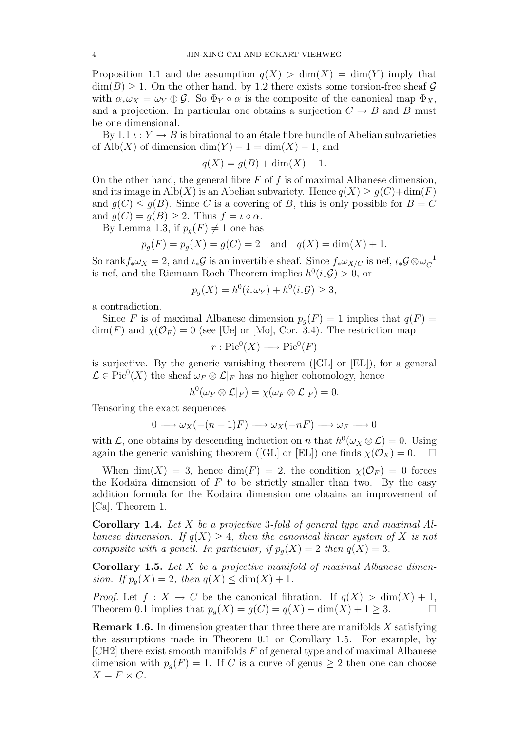Proposition 1.1 and the assumption $q(X) > \dim(X) = \dim(Y)$ imply that $\dim(B) \geq 1$. On the other hand, by 1.2 there exists some torsion-free sheaf $\mathcal{G}$ with $\alpha_* \omega_X = \omega_Y \oplus \mathcal{G}$. So $\Phi_Y \circ \alpha$ is the composite of the canonical map $\Phi_X$, and a projection. In particular one obtains a surjection $C \to B$ and $B$ must be one dimensional.

By 1.1 $\iota : Y \to B$ is birational to an étale fibre bundle of Abelian subvarieties of $\mathrm{Alb}(X)$ of dimension $\dim(Y) - 1 = \dim(X) - 1$, and

$$q(X) = g(B) + \dim(X) - 1.$$

On the other hand, the general fibre $F$ of $f$ is of maximal Albanese dimension, and its image in $\mathrm{Alb}(X)$ is an Abelian subvariety. Hence $q(X) \geq g(C) + \dim(F)$ and $g(C) \leq g(B)$. Since $C$ is a covering of $B$, this is only possible for $B = C$ and $g(C) = g(B) \geq 2$. Thus $f = \iota \circ \alpha$.

By Lemma 1.3, if $p_g(F) \neq 1$ one has

$$p_g(F) = p_g(X) = g(C) = 2 \quad \text{and} \quad q(X) = \dim(X) + 1.$$

So $\mathrm{rank} f_* \omega_X = 2$, and $\iota_* \mathcal{G}$ is an invertible sheaf. Since $f_* \omega_{X/C}$ is nef, $\iota_* \mathcal{G} \otimes \omega_C^{-1}$ is nef, and the Riemann-Roch Theorem implies $h^0(i_* \mathcal{G}) > 0$, or

$$p_g(X) = h^0(i_* \omega_Y) + h^0(i_* \mathcal{G}) \geq 3,$$

a contradiction.

Since $F$ is of maximal Albanese dimension $p_g(F) = 1$ implies that $q(F) = \dim(F)$ and $\chi(\mathcal{O}_F) = 0$ (see [Ue] or [Mo], Cor. 3.4). The restriction map

$$r : \mathrm{Pic}^0(X) \longrightarrow \mathrm{Pic}^0(F)$$

is surjective. By the generic vanishing theorem ([GL] or [EL]), for a general $\mathcal{L} \in \mathrm{Pic}^0(X)$ the sheaf $\omega_F \otimes \mathcal{L}|_F$ has no higher cohomology, hence

$$h^0(\omega_F \otimes \mathcal{L}|_F) = \chi(\omega_F \otimes \mathcal{L}|_F) = 0.$$

Tensoring the exact sequences

$$0 \longrightarrow \omega_X(-(n+1)F) \longrightarrow \omega_X(-nF) \longrightarrow \omega_F \longrightarrow 0$$

with $\mathcal{L}$, one obtains by descending induction on $n$ that $h^0(\omega_X \otimes \mathcal{L}) = 0$. Using again the generic vanishing theorem ([GL] or [EL]) one finds $\chi(\mathcal{O}_X) = 0$. $\square$

When $\dim(X) = 3$, hence $\dim(F) = 2$, the condition $\chi(\mathcal{O}_F) = 0$ forces the Kodaira dimension of $F$ to be strictly smaller than two. By the easy addition formula for the Kodaira dimension one obtains an improvement of [Ca], Theorem 1.

**Corollary 1.4.** *Let $X$ be a projective 3-fold of general type and maximal Albanese dimension. If $q(X) \geq 4$, then the canonical linear system of $X$ is not composite with a pencil. In particular, if $p_g(X) = 2$ then $q(X) = 3$.*

**Corollary 1.5.** *Let $X$ be a projective manifold of maximal Albanese dimension. If $p_g(X) = 2$, then $q(X) \leq \dim(X) + 1$.*

*Proof.* Let $f : X \to C$ be the canonical fibration. If $q(X) > \dim(X) + 1$, Theorem 0.1 implies that $p_g(X) = g(C) = q(X) - \dim(X) + 1 \geq 3$. $\square$

**Remark 1.6.** In dimension greater than three there are manifolds $X$ satisfying the assumptions made in Theorem 0.1 or Corollary 1.5. For example, by [CH2] there exist smooth manifolds $F$ of general type and of maximal Albanese dimension with $p_g(F) = 1$. If $C$ is a curve of genus $\geq 2$ then one can choose $X = F \times C$.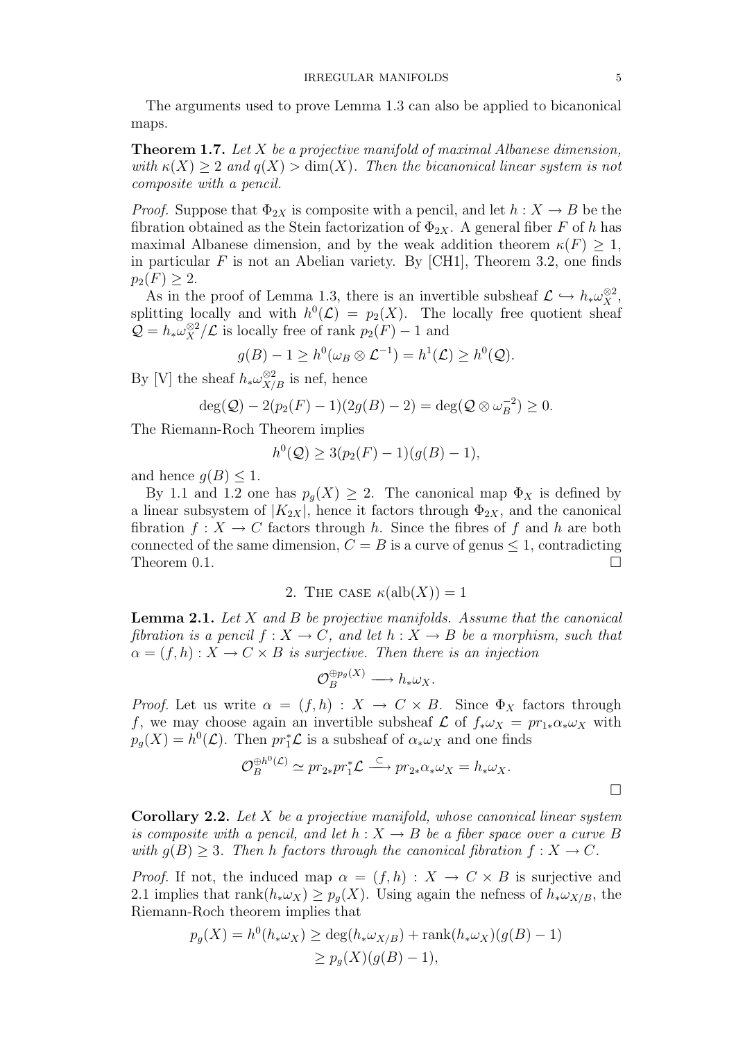The arguments used to prove Lemma 1.3 can also be applied to bicanonical maps.

**Theorem 1.7.** *Let $X$ be a projective manifold of maximal Albanese dimension, with $\kappa(X) \geq 2$ and $q(X) > \dim(X)$. Then the bicanonical linear system is not composite with a pencil.*

*Proof.* Suppose that $\Phi_{2X}$ is composite with a pencil, and let $h : X \to B$ be the fibration obtained as the Stein factorization of $\Phi_{2X}$. A general fiber $F$ of $h$ has maximal Albanese dimension, and by the weak addition theorem $\kappa(F) \geq 1$, in particular $F$ is not an Abelian variety. By [CH1], Theorem 3.2, one finds $p_2(F) \geq 2$.

As in the proof of Lemma 1.3, there is an invertible subsheaf $\mathcal{L} \hookrightarrow h_*\omega_X^{\otimes 2}$, splitting locally and with $h^0(\mathcal{L}) = p_2(X)$. The locally free quotient sheaf $\mathcal{Q} = h_*\omega_X^{\otimes 2}/\mathcal{L}$ is locally free of rank $p_2(F) - 1$ and

$$g(B) - 1 \geq h^0(\omega_B \otimes \mathcal{L}^{-1}) = h^1(\mathcal{L}) \geq h^0(\mathcal{Q}).$$

By [V] the sheaf $h_*\omega_{X/B}^{\otimes 2}$ is nef, hence

$$\deg(\mathcal{Q}) - 2(p_2(F) - 1)(2g(B) - 2) = \deg(\mathcal{Q} \otimes \omega_B^{-2}) \geq 0.$$

The Riemann-Roch Theorem implies

$$h^0(\mathcal{Q}) \geq 3(p_2(F) - 1)(g(B) - 1),$$

and hence $g(B) \leq 1$.

By 1.1 and 1.2 one has $p_g(X) \geq 2$. The canonical map $\Phi_X$ is defined by a linear subsystem of $|K_{2X}|$, hence it factors through $\Phi_{2X}$, and the canonical fibration $f : X \to C$ factors through $h$. Since the fibres of $f$ and $h$ are both connected of the same dimension, $C = B$ is a curve of genus $\leq 1$, contradicting Theorem 0.1. $\square$

## 2. The case $\kappa(\mathrm{alb}(X)) = 1$

**Lemma 2.1.** *Let $X$ and $B$ be projective manifolds. Assume that the canonical fibration is a pencil $f : X \to C$, and let $h : X \to B$ be a morphism, such that $\alpha = (f, h) : X \to C \times B$ is surjective. Then there is an injection*

$$\mathcal{O}_B^{\oplus p_g(X)} \longrightarrow h_*\omega_X.$$

*Proof.* Let us write $\alpha = (f, h) : X \to C \times B$. Since $\Phi_X$ factors through $f$, we may choose again an invertible subsheaf $\mathcal{L}$ of $f_*\omega_X = pr_{1*}\alpha_*\omega_X$ with $p_g(X) = h^0(\mathcal{L})$. Then $pr_1^*\mathcal{L}$ is a subsheaf of $\alpha_*\omega_X$ and one finds

$$\mathcal{O}_B^{\oplus h^0(\mathcal{L})} \simeq pr_{2*}pr_1^*\mathcal{L} \xrightarrow{\subset} pr_{2*}\alpha_*\omega_X = h_*\omega_X.$$

$\square$

**Corollary 2.2.** *Let $X$ be a projective manifold, whose canonical linear system is composite with a pencil, and let $h : X \to B$ be a fiber space over a curve $B$ with $g(B) \geq 3$. Then $h$ factors through the canonical fibration $f : X \to C$.*

*Proof.* If not, the induced map $\alpha = (f, h) : X \to C \times B$ is surjective and 2.1 implies that $\mathrm{rank}(h_*\omega_X) \geq p_g(X)$. Using again the nefness of $h_*\omega_{X/B}$, the Riemann-Roch theorem implies that

$$\begin{aligned} p_g(X) = h^0(h_*\omega_X) &\geq \deg(h_*\omega_{X/B}) + \mathrm{rank}(h_*\omega_X)(g(B) - 1) \\ &\geq p_g(X)(g(B) - 1), \end{aligned}$$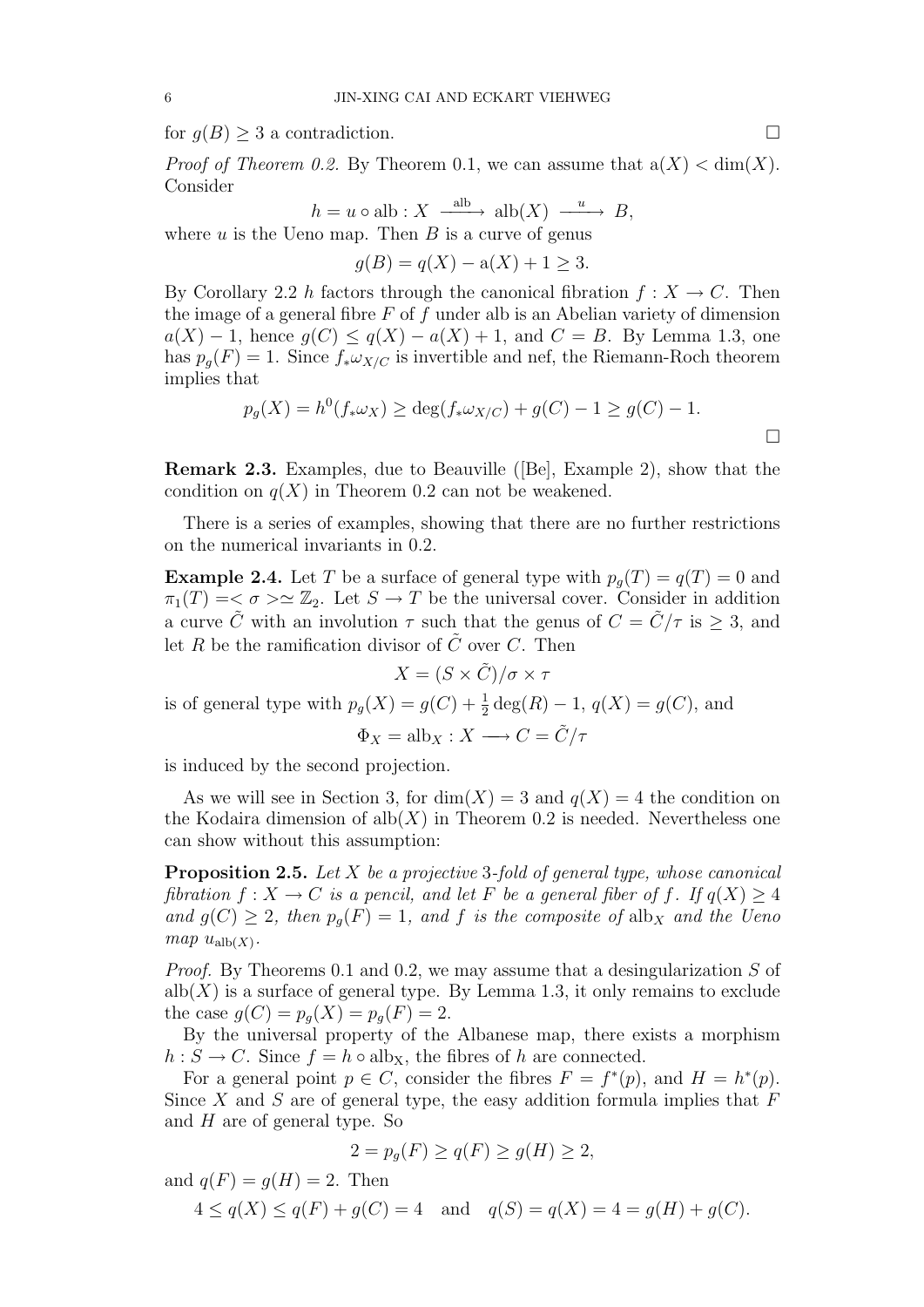for $g(B) \geq 3$ a contradiction. $\square$

*Proof of Theorem 0.2.* By Theorem 0.1, we can assume that $\mathrm{a}(X) < \dim(X)$. Consider

$$h = u \circ \mathrm{alb} : X \xrightarrow{\ \mathrm{alb}\ } \mathrm{alb}(X) \xrightarrow{\ u\ } B,$$

where $u$ is the Ueno map. Then $B$ is a curve of genus

$$g(B) = q(X) - \mathrm{a}(X) + 1 \geq 3.$$

By Corollary 2.2 $h$ factors through the canonical fibration $f : X \to C$. Then the image of a general fibre $F$ of $f$ under alb is an Abelian variety of dimension $a(X) - 1$, hence $g(C) \leq q(X) - a(X) + 1$, and $C = B$. By Lemma 1.3, one has $p_g(F) = 1$. Since $f_*\omega_{X/C}$ is invertible and nef, the Riemann-Roch theorem implies that

$$p_g(X) = h^0(f_*\omega_X) \geq \deg(f_*\omega_{X/C}) + g(C) - 1 \geq g(C) - 1.$$

$\square$

**Remark 2.3.** Examples, due to Beauville ([Be], Example 2), show that the condition on $q(X)$ in Theorem 0.2 can not be weakened.

There is a series of examples, showing that there are no further restrictions on the numerical invariants in 0.2.

**Example 2.4.** Let $T$ be a surface of general type with $p_g(T) = q(T) = 0$ and $\pi_1(T) = <\sigma> \simeq \mathbb{Z}_2$. Let $S \to T$ be the universal cover. Consider in addition a curve $\tilde{C}$ with an involution $\tau$ such that the genus of $C = \tilde{C}/\tau$ is $\geq 3$, and let $R$ be the ramification divisor of $\tilde{C}$ over $C$. Then

$$X = (S \times \tilde{C})/\sigma \times \tau$$

is of general type with $p_g(X) = g(C) + \frac{1}{2}\deg(R) - 1$, $q(X) = g(C)$, and

$$\Phi_X = \mathrm{alb}_X : X \longrightarrow C = \tilde{C}/\tau$$

is induced by the second projection.

As we will see in Section 3, for $\dim(X) = 3$ and $q(X) = 4$ the condition on the Kodaira dimension of $\mathrm{alb}(X)$ in Theorem 0.2 is needed. Nevertheless one can show without this assumption:

**Proposition 2.5.** *Let $X$ be a projective 3-fold of general type, whose canonical fibration $f : X \to C$ is a pencil, and let $F$ be a general fiber of $f$. If $q(X) \geq 4$ and $g(C) \geq 2$, then $p_g(F) = 1$, and $f$ is the composite of $\mathrm{alb}_X$ and the Ueno map $u_{\mathrm{alb}(X)}$.*

*Proof.* By Theorems 0.1 and 0.2, we may assume that a desingularization $S$ of $\mathrm{alb}(X)$ is a surface of general type. By Lemma 1.3, it only remains to exclude the case $g(C) = p_g(X) = p_g(F) = 2$.

By the universal property of the Albanese map, there exists a morphism $h : S \to C$. Since $f = h \circ \mathrm{alb_X}$, the fibres of $h$ are connected.

For a general point $p \in C$, consider the fibres $F = f^*(p)$, and $H = h^*(p)$. Since $X$ and $S$ are of general type, the easy addition formula implies that $F$ and $H$ are of general type. So

$$2 = p_g(F) \geq q(F) \geq g(H) \geq 2,$$

and $q(F) = g(H) = 2$. Then

$$4 \leq q(X) \leq q(F) + g(C) = 4 \quad \text{and} \quad q(S) = q(X) = 4 = g(H) + g(C).$$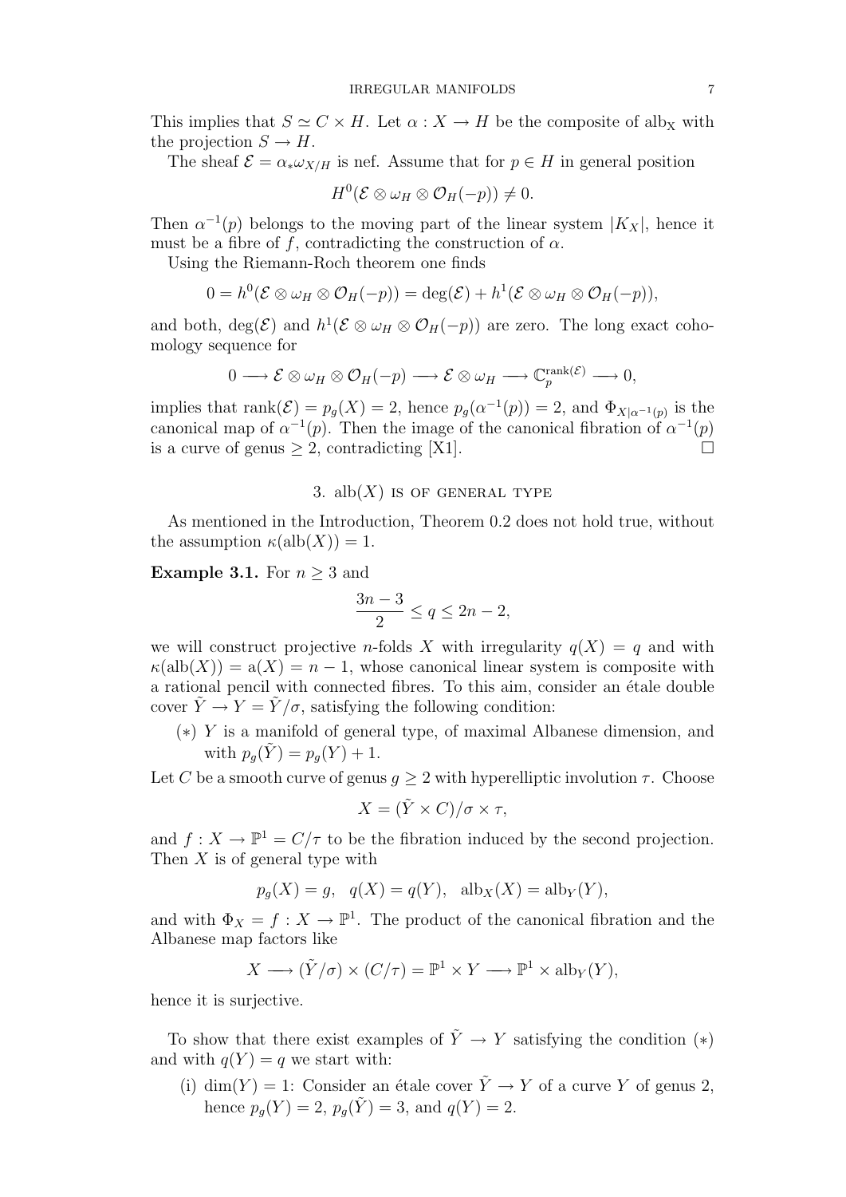This implies that $S \simeq C \times H$. Let $\alpha : X \to H$ be the composite of $\text{alb}_X$ with the projection $S \to H$.

The sheaf $\mathcal{E} = \alpha_* \omega_{X/H}$ is nef. Assume that for $p \in H$ in general position

$$H^0(\mathcal{E} \otimes \omega_H \otimes \mathcal{O}_H(-p)) \neq 0.$$

Then $\alpha^{-1}(p)$ belongs to the moving part of the linear system $|K_X|$, hence it must be a fibre of $f$, contradicting the construction of $\alpha$.

Using the Riemann-Roch theorem one finds

$$0 = h^0(\mathcal{E} \otimes \omega_H \otimes \mathcal{O}_H(-p)) = \deg(\mathcal{E}) + h^1(\mathcal{E} \otimes \omega_H \otimes \mathcal{O}_H(-p)),$$

and both, $\deg(\mathcal{E})$ and $h^1(\mathcal{E} \otimes \omega_H \otimes \mathcal{O}_H(-p))$ are zero. The long exact cohomology sequence for

$$0 \longrightarrow \mathcal{E} \otimes \omega_H \otimes \mathcal{O}_H(-p) \longrightarrow \mathcal{E} \otimes \omega_H \longrightarrow \mathbb{C}_p^{\text{rank}(\mathcal{E})} \longrightarrow 0,$$

implies that $\text{rank}(\mathcal{E}) = p_g(X) = 2$, hence $p_g(\alpha^{-1}(p)) = 2$, and $\Phi_{X|\alpha^{-1}(p)}$ is the canonical map of $\alpha^{-1}(p)$. Then the image of the canonical fibration of $\alpha^{-1}(p)$ is a curve of genus $\geq 2$, contradicting [X1]. $\square$

## 3. $\text{alb}(X)$ is of general type

As mentioned in the Introduction, Theorem 0.2 does not hold true, without the assumption $\kappa(\text{alb}(X)) = 1$.

**Example 3.1.** For $n \geq 3$ and

$$\frac{3n-3}{2} \leq q \leq 2n-2,$$

we will construct projective $n$-folds $X$ with irregularity $q(X) = q$ and with $\kappa(\text{alb}(X)) = \text{a}(X) = n-1$, whose canonical linear system is composite with a rational pencil with connected fibres. To this aim, consider an étale double cover $\tilde{Y} \to Y = \tilde{Y}/\sigma$, satisfying the following condition:

- $(*)$ $Y$ is a manifold of general type, of maximal Albanese dimension, and with $p_g(\tilde{Y}) = p_g(Y) + 1$.

Let $C$ be a smooth curve of genus $g \geq 2$ with hyperelliptic involution $\tau$. Choose

$$X = (\tilde{Y} \times C)/\sigma \times \tau,$$

and $f : X \to \mathbb{P}^1 = C/\tau$ to be the fibration induced by the second projection. Then $X$ is of general type with

$$p_g(X) = g, \quad q(X) = q(Y), \quad \text{alb}_X(X) = \text{alb}_Y(Y),$$

and with $\Phi_X = f : X \to \mathbb{P}^1$. The product of the canonical fibration and the Albanese map factors like

$$X \longrightarrow (\tilde{Y}/\sigma) \times (C/\tau) = \mathbb{P}^1 \times Y \longrightarrow \mathbb{P}^1 \times \text{alb}_Y(Y),$$

hence it is surjective.

To show that there exist examples of $\tilde{Y} \to Y$ satisfying the condition $(*)$ and with $q(Y) = q$ we start with:

(i) $\dim(Y) = 1$: Consider an étale cover $\tilde{Y} \to Y$ of a curve $Y$ of genus 2, hence $p_g(Y) = 2$, $p_g(\tilde{Y}) = 3$, and $q(Y) = 2$.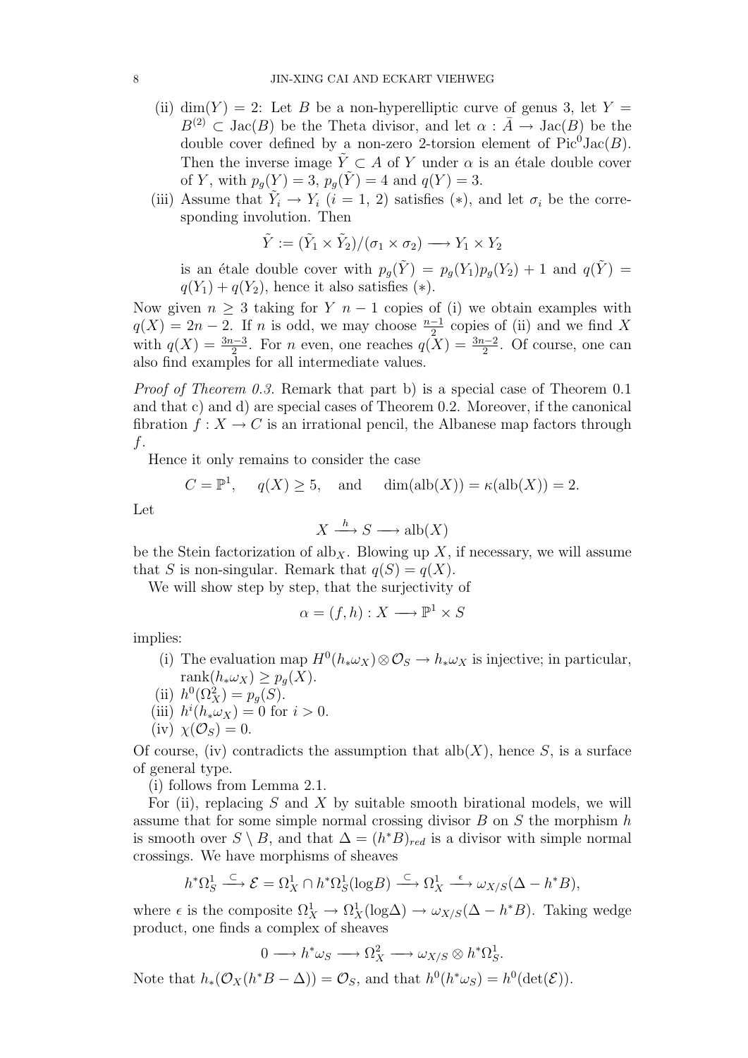(ii) $\dim(Y) = 2$: Let $B$ be a non-hyperelliptic curve of genus 3, let $Y = B^{(2)} \subset \mathrm{Jac}(B)$ be the Theta divisor, and let $\alpha : \bar{A} \to \mathrm{Jac}(B)$ be the double cover defined by a non-zero 2-torsion element of $\mathrm{Pic}^0 \mathrm{Jac}(B)$. Then the inverse image $\tilde{Y} \subset A$ of $Y$ under $\alpha$ is an étale double cover of $Y$, with $p_g(Y) = 3$, $p_g(\tilde{Y}) = 4$ and $q(Y) = 3$.

(iii) Assume that $\tilde{Y}_i \to Y_i$ ($i = 1, 2$) satisfies $(*)$, and let $\sigma_i$ be the corresponding involution. Then

$$\tilde{Y} := (\tilde{Y}_1 \times \tilde{Y}_2)/(\sigma_1 \times \sigma_2) \longrightarrow Y_1 \times Y_2$$

is an étale double cover with $p_g(\tilde{Y}) = p_g(Y_1)p_g(Y_2) + 1$ and $q(\tilde{Y}) = q(Y_1) + q(Y_2)$, hence it also satisfies $(*)$.

Now given $n \geq 3$ taking for $Y$ $n-1$ copies of (i) we obtain examples with $q(X) = 2n - 2$. If $n$ is odd, we may choose $\frac{n-1}{2}$ copies of (ii) and we find $X$ with $q(X) = \frac{3n-3}{2}$. For $n$ even, one reaches $q(X) = \frac{3n-2}{2}$. Of course, one can also find examples for all intermediate values.

*Proof of Theorem 0.3.* Remark that part b) is a special case of Theorem 0.1 and that c) and d) are special cases of Theorem 0.2. Moreover, if the canonical fibration $f : X \to C$ is an irrational pencil, the Albanese map factors through $f$.

Hence it only remains to consider the case

$$C = \mathbb{P}^1, \quad q(X) \geq 5, \quad \text{and} \quad \dim(\mathrm{alb}(X)) = \kappa(\mathrm{alb}(X)) = 2.$$

Let

$$X \xrightarrow{h} S \longrightarrow \mathrm{alb}(X)$$

be the Stein factorization of $\mathrm{alb}_X$. Blowing up $X$, if necessary, we will assume that $S$ is non-singular. Remark that $q(S) = q(X)$.

We will show step by step, that the surjectivity of

$$\alpha = (f, h) : X \longrightarrow \mathbb{P}^1 \times S$$

implies:

(i) The evaluation map $H^0(h_*\omega_X) \otimes \mathcal{O}_S \to h_*\omega_X$ is injective; in particular, $\mathrm{rank}(h_*\omega_X) \geq p_g(X)$.
(ii) $h^0(\Omega^2_X) = p_g(S)$.
(iii) $h^i(h_*\omega_X) = 0$ for $i > 0$.
(iv) $\chi(\mathcal{O}_S) = 0$.

Of course, (iv) contradicts the assumption that $\mathrm{alb}(X)$, hence $S$, is a surface of general type.

(i) follows from Lemma 2.1.

For (ii), replacing $S$ and $X$ by suitable smooth birational models, we will assume that for some simple normal crossing divisor $B$ on $S$ the morphism $h$ is smooth over $S \setminus B$, and that $\Delta = (h^*B)_{red}$ is a divisor with simple normal crossings. We have morphisms of sheaves

$$h^*\Omega^1_S \xrightarrow{\subset} \mathcal{E} = \Omega^1_X \cap h^*\Omega^1_S(\log B) \xrightarrow{\subset} \Omega^1_X \xrightarrow{\epsilon} \omega_{X/S}(\Delta - h^*B),$$

where $\epsilon$ is the composite $\Omega^1_X \to \Omega^1_X(\log \Delta) \to \omega_{X/S}(\Delta - h^*B)$. Taking wedge product, one finds a complex of sheaves

$$0 \longrightarrow h^*\omega_S \longrightarrow \Omega^2_X \longrightarrow \omega_{X/S} \otimes h^*\Omega^1_S.$$

Note that $h_*(\mathcal{O}_X(h^*B - \Delta)) = \mathcal{O}_S$, and that $h^0(h^*\omega_S) = h^0(\det(\mathcal{E}))$.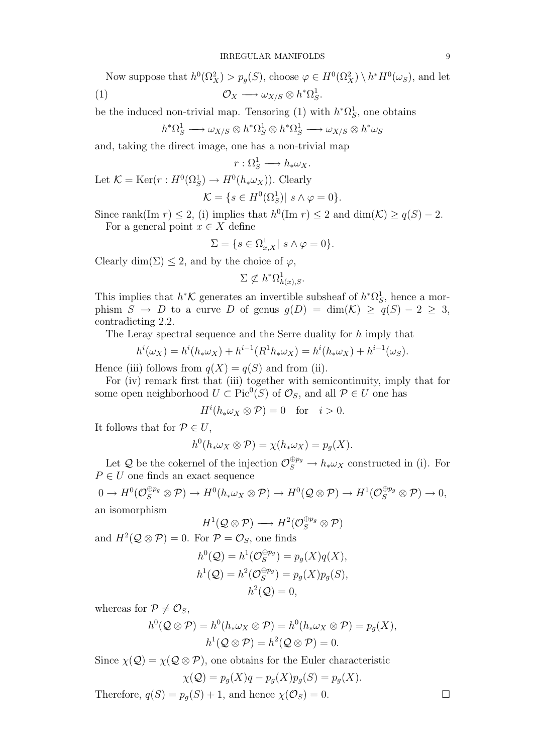Now suppose that $h^0(\Omega^2_X) > p_g(S)$, choose $\varphi \in H^0(\Omega^2_X) \setminus h^* H^0(\omega_S)$, and let

$$\mathcal{O}_X \longrightarrow \omega_{X/S} \otimes h^*\Omega^1_S. \tag{1}$$

be the induced non-trivial map. Tensoring (1) with $h^*\Omega^1_S$, one obtains

$$h^*\Omega^1_S \longrightarrow \omega_{X/S} \otimes h^*\Omega^1_S \otimes h^*\Omega^1_S \longrightarrow \omega_{X/S} \otimes h^*\omega_S$$

and, taking the direct image, one has a non-trivial map

$$r : \Omega^1_S \longrightarrow h_*\omega_X.$$

Let $\mathcal{K} = \mathrm{Ker}(r : H^0(\Omega^1_S) \to H^0(h_*\omega_X))$. Clearly

$$\mathcal{K} = \{s \in H^0(\Omega^1_S) |\ s \wedge \varphi = 0\}.$$

Since rank(Im $r$) $\leq 2$, (i) implies that $h^0(\mathrm{Im}\ r) \leq 2$ and $\dim(\mathcal{K}) \geq q(S) - 2$.

For a general point $x \in X$ define

$$\Sigma = \{s \in \Omega^1_{x,X} |\ s \wedge \varphi = 0\}.$$

Clearly $\dim(\Sigma) \leq 2$, and by the choice of $\varphi$,

$$\Sigma \not\subset h^*\Omega^1_{h(x),S}.$$

This implies that $h^*\mathcal{K}$ generates an invertible subsheaf of $h^*\Omega^1_S$, hence a morphism $S \to D$ to a curve $D$ of genus $g(D) = \dim(\mathcal{K}) \geq q(S) - 2 \geq 3$, contradicting 2.2.

The Leray spectral sequence and the Serre duality for $h$ imply that

$$h^i(\omega_X) = h^i(h_*\omega_X) + h^{i-1}(R^1 h_*\omega_X) = h^i(h_*\omega_X) + h^{i-1}(\omega_S).$$

Hence (iii) follows from $q(X) = q(S)$ and from (ii).

For (iv) remark first that (iii) together with semicontinuity, imply that for some open neighborhood $U \subset \mathrm{Pic}^0(S)$ of $\mathcal{O}_S$, and all $\mathcal{P} \in U$ one has

$$H^i(h_*\omega_X \otimes \mathcal{P}) = 0 \quad \text{for} \quad i > 0.$$

It follows that for $\mathcal{P} \in U$,

$$h^0(h_*\omega_X \otimes \mathcal{P}) = \chi(h_*\omega_X) = p_g(X).$$

Let $\mathcal{Q}$ be the cokernel of the injection $\mathcal{O}_S^{\oplus p_g} \to h_*\omega_X$ constructed in (i). For $P \in U$ one finds an exact sequence

$$0 \to H^0(\mathcal{O}_S^{\oplus p_g} \otimes \mathcal{P}) \to H^0(h_*\omega_X \otimes \mathcal{P}) \to H^0(\mathcal{Q} \otimes \mathcal{P}) \to H^1(\mathcal{O}_S^{\oplus p_g} \otimes \mathcal{P}) \to 0,$$

an isomorphism

$$H^1(\mathcal{Q} \otimes \mathcal{P}) \longrightarrow H^2(\mathcal{O}_S^{\oplus p_g} \otimes \mathcal{P})$$

and $H^2(\mathcal{Q} \otimes \mathcal{P}) = 0$. For $\mathcal{P} = \mathcal{O}_S$, one finds

$$h^0(\mathcal{Q}) = h^1(\mathcal{O}_S^{\oplus p_g}) = p_g(X)q(X),$$
$$h^1(\mathcal{Q}) = h^2(\mathcal{O}_S^{\oplus p_g}) = p_g(X)p_g(S),$$
$$h^2(\mathcal{Q}) = 0,$$

whereas for $\mathcal{P} \neq \mathcal{O}_S$,

$$h^0(\mathcal{Q} \otimes \mathcal{P}) = h^0(h_*\omega_X \otimes \mathcal{P}) = h^0(h_*\omega_X \otimes \mathcal{P}) = p_g(X),$$
$$h^1(\mathcal{Q} \otimes \mathcal{P}) = h^2(\mathcal{Q} \otimes \mathcal{P}) = 0.$$

Since $\chi(\mathcal{Q}) = \chi(\mathcal{Q} \otimes \mathcal{P})$, one obtains for the Euler characteristic

$$\chi(\mathcal{Q}) = p_g(X)q - p_g(X)p_g(S) = p_g(X).$$

Therefore, $q(S) = p_g(S) + 1$, and hence $\chi(\mathcal{O}_S) = 0$. $\square$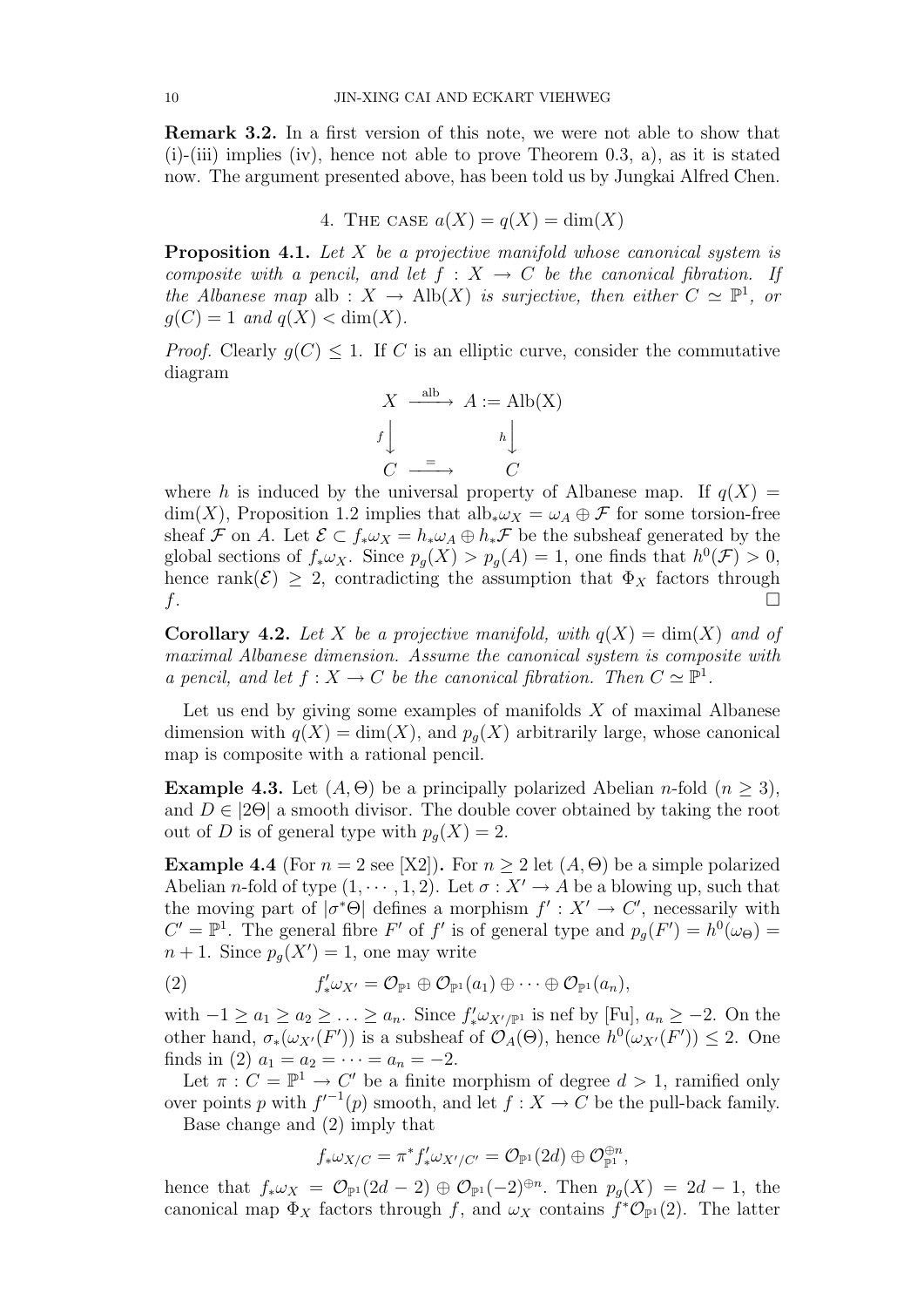**Remark 3.2.** In a first version of this note, we were not able to show that (i)-(iii) implies (iv), hence not able to prove Theorem 0.3, a), as it is stated now. The argument presented above, has been told us by Jungkai Alfred Chen.

## 4. The case $a(X) = q(X) = \dim(X)$

**Proposition 4.1.** *Let $X$ be a projective manifold whose canonical system is composite with a pencil, and let $f : X \to C$ be the canonical fibration. If the Albanese map $\mathrm{alb} : X \to \mathrm{Alb}(X)$ is surjective, then either $C \simeq \mathbb{P}^1$, or $g(C) = 1$ and $q(X) < \dim(X)$.*

*Proof.* Clearly $g(C) \leq 1$. If $C$ is an elliptic curve, consider the commutative diagram

$$\begin{array}{ccc} X & \xrightarrow{\mathrm{alb}} & A := \mathrm{Alb(X)} \\ {\scriptstyle f}\downarrow & & \downarrow{\scriptstyle h} \\ C & \xrightarrow{=} & C \end{array}$$

where $h$ is induced by the universal property of Albanese map. If $q(X) = \dim(X)$, Proposition 1.2 implies that $\mathrm{alb}_* \omega_X = \omega_A \oplus \mathcal{F}$ for some torsion-free sheaf $\mathcal{F}$ on $A$. Let $\mathcal{E} \subset f_* \omega_X = h_* \omega_A \oplus h_* \mathcal{F}$ be the subsheaf generated by the global sections of $f_* \omega_X$. Since $p_g(X) > p_g(A) = 1$, one finds that $h^0(\mathcal{F}) > 0$, hence $\mathrm{rank}(\mathcal{E}) \geq 2$, contradicting the assumption that $\Phi_X$ factors through $f$. $\square$

**Corollary 4.2.** *Let $X$ be a projective manifold, with $q(X) = \dim(X)$ and of maximal Albanese dimension. Assume the canonical system is composite with a pencil, and let $f : X \to C$ be the canonical fibration. Then $C \simeq \mathbb{P}^1$.*

Let us end by giving some examples of manifolds $X$ of maximal Albanese dimension with $q(X) = \dim(X)$, and $p_g(X)$ arbitrarily large, whose canonical map is composite with a rational pencil.

**Example 4.3.** Let $(A, \Theta)$ be a principally polarized Abelian $n$-fold ($n \geq 3$), and $D \in |2\Theta|$ a smooth divisor. The double cover obtained by taking the root out of $D$ is of general type with $p_g(X) = 2$.

**Example 4.4** (For $n = 2$ see [X2])**.** For $n \geq 2$ let $(A, \Theta)$ be a simple polarized Abelian $n$-fold of type $(1, \cdots, 1, 2)$. Let $\sigma : X' \to A$ be a blowing up, such that the moving part of $|\sigma^* \Theta|$ defines a morphism $f' : X' \to C'$, necessarily with $C' = \mathbb{P}^1$. The general fibre $F'$ of $f'$ is of general type and $p_g(F') = h^0(\omega_\Theta) = n + 1$. Since $p_g(X') = 1$, one may write

$$f'_* \omega_{X'} = \mathcal{O}_{\mathbb{P}^1} \oplus \mathcal{O}_{\mathbb{P}^1}(a_1) \oplus \cdots \oplus \mathcal{O}_{\mathbb{P}^1}(a_n), \tag{2}$$

with $-1 \geq a_1 \geq a_2 \geq \ldots \geq a_n$. Since $f'_* \omega_{X'/\mathbb{P}^1}$ is nef by [Fu], $a_n \geq -2$. On the other hand, $\sigma_*(\omega_{X'}(F'))$ is a subsheaf of $\mathcal{O}_A(\Theta)$, hence $h^0(\omega_{X'}(F')) \leq 2$. One finds in (2) $a_1 = a_2 = \cdots = a_n = -2$.

Let $\pi : C = \mathbb{P}^1 \to C'$ be a finite morphism of degree $d > 1$, ramified only over points $p$ with $f'^{-1}(p)$ smooth, and let $f : X \to C$ be the pull-back family.

Base change and (2) imply that

$$f_* \omega_{X/C} = \pi^* f'_* \omega_{X'/C'} = \mathcal{O}_{\mathbb{P}^1}(2d) \oplus \mathcal{O}_{\mathbb{P}^1}^{\oplus n},$$

hence that $f_* \omega_X = \mathcal{O}_{\mathbb{P}^1}(2d - 2) \oplus \mathcal{O}_{\mathbb{P}^1}(-2)^{\oplus n}$. Then $p_g(X) = 2d - 1$, the canonical map $\Phi_X$ factors through $f$, and $\omega_X$ contains $f^* \mathcal{O}_{\mathbb{P}^1}(2)$. The latter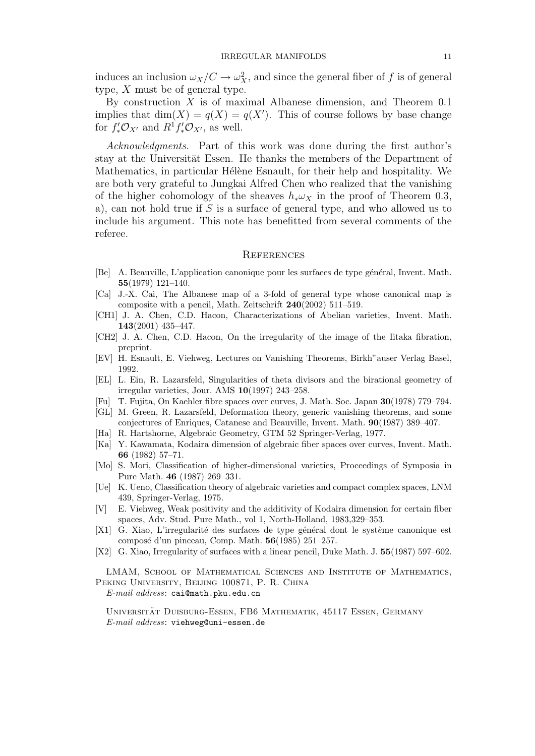induces an inclusion $\omega_X/C \to \omega_X^2$, and since the general fiber of $f$ is of general type, $X$ must be of general type.

By construction $X$ is of maximal Albanese dimension, and Theorem 0.1 implies that $\dim(X) = q(X) = q(X')$. This of course follows by base change for $f'_*\mathcal{O}_{X'}$ and $R^1 f'_*\mathcal{O}_{X'}$, as well.

*Acknowledgments.* Part of this work was done during the first author's stay at the Universität Essen. He thanks the members of the Department of Mathematics, in particular Hélène Esnault, for their help and hospitality. We are both very grateful to Jungkai Alfred Chen who realized that the vanishing of the higher cohomology of the sheaves $h_*\omega_X$ in the proof of Theorem 0.3, a), can not hold true if $S$ is a surface of general type, and who allowed us to include his argument. This note has benefitted from several comments of the referee.

## References

[Be] A. Beauville, L'application canonique pour les surfaces de type général, Invent. Math. **55**(1979) 121–140.

[Ca] J.-X. Cai, The Albanese map of a 3-fold of general type whose canonical map is composite with a pencil, Math. Zeitschrift **240**(2002) 511–519.

[CH1] J. A. Chen, C.D. Hacon, Characterizations of Abelian varieties, Invent. Math. **143**(2001) 435–447.

[CH2] J. A. Chen, C.D. Hacon, On the irregularity of the image of the Iitaka fibration, preprint.

[EV] H. Esnault, E. Viehweg, Lectures on Vanishing Theorems, Birkh"auser Verlag Basel, 1992.

[EL] L. Ein, R. Lazarsfeld, Singularities of theta divisors and the birational geometry of irregular varieties, Jour. AMS **10**(1997) 243–258.

[Fu] T. Fujita, On Kaehler fibre spaces over curves, J. Math. Soc. Japan **30**(1978) 779–794.

[GL] M. Green, R. Lazarsfeld, Deformation theory, generic vanishing theorems, and some conjectures of Enriques, Catanese and Beauville, Invent. Math. **90**(1987) 389–407.

[Ha] R. Hartshorne, Algebraic Geometry, GTM 52 Springer-Verlag, 1977.

[Ka] Y. Kawamata, Kodaira dimension of algebraic fiber spaces over curves, Invent. Math. **66** (1982) 57–71.

[Mo] S. Mori, Classification of higher-dimensional varieties, Proceedings of Symposia in Pure Math. **46** (1987) 269–331.

[Ue] K. Ueno, Classification theory of algebraic varieties and compact complex spaces, LNM 439, Springer-Verlag, 1975.

[V] E. Viehweg, Weak positivity and the additivity of Kodaira dimension for certain fiber spaces, Adv. Stud. Pure Math., vol 1, North-Holland, 1983,329–353.

[X1] G. Xiao, L'irregularité des surfaces de type général dont le système canonique est composé d'un pinceau, Comp. Math. **56**(1985) 251–257.

[X2] G. Xiao, Irregularity of surfaces with a linear pencil, Duke Math. J. **55**(1987) 597–602.

LMAM, School of Mathematical Sciences and Institute of Mathematics, Peking University, Beijing 100871, P. R. China

*E-mail address*: cai@math.pku.edu.cn

Universität Duisburg-Essen, FB6 Mathematik, 45117 Essen, Germany

*E-mail address*: viehweg@uni-essen.de